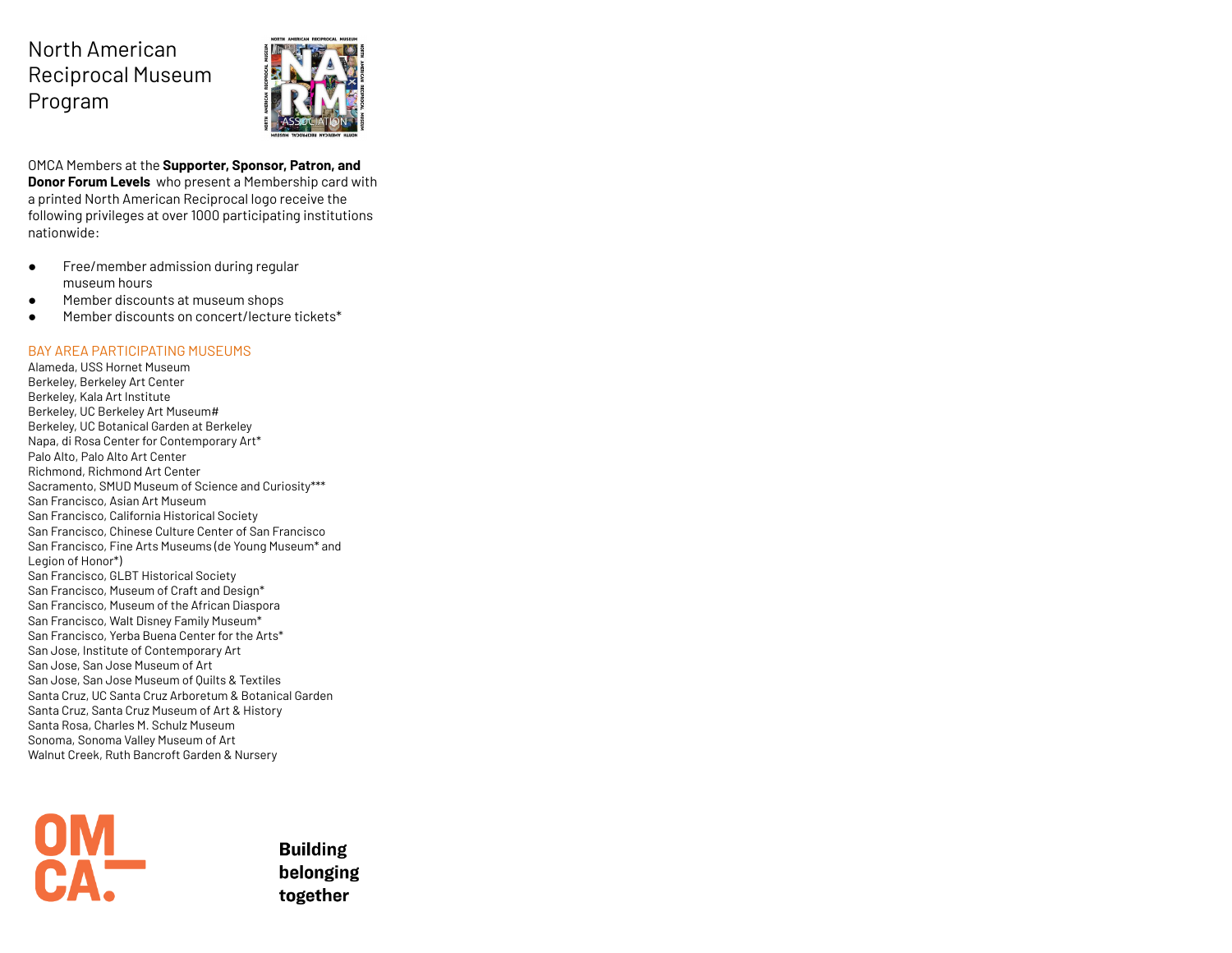# North American Reciprocal Museum Program

OMCA Members at the **Supporter, Sponsor, Patron, and Donor Forum Levels** who present a Membership card with a printed North American Reciprocal logo receive the following privileges at over 1000 participating institutions nationwide:

- Free/member admission during regular museum hours
- Member discounts at museum shops
- Member discounts on concert/lecture tickets*

## BAY AREA PARTICIPATING MUSEUMS

Alameda, USS Hornet Museum
Berkeley, Berkeley Art Center
Berkeley, Kala Art Institute
Berkeley, UC Berkeley Art Museum#
Berkeley, UC Botanical Garden at Berkeley
Napa, di Rosa Center for Contemporary Art*
Palo Alto, Palo Alto Art Center
Richmond, Richmond Art Center
Sacramento, SMUD Museum of Science and Curiosity***
San Francisco, Asian Art Museum
San Francisco, California Historical Society
San Francisco, Chinese Culture Center of San Francisco
San Francisco, Fine Arts Museums (de Young Museum* and Legion of Honor*)
San Francisco, GLBT Historical Society
San Francisco, Museum of Craft and Design*
San Francisco, Museum of the African Diaspora
San Francisco, Walt Disney Family Museum*
San Francisco, Yerba Buena Center for the Arts*
San Jose, Institute of Contemporary Art
San Jose, San Jose Museum of Art
San Jose, San Jose Museum of Quilts & Textiles
Santa Cruz, UC Santa Cruz Arboretum & Botanical Garden
Santa Cruz, Santa Cruz Museum of Art & History
Santa Rosa, Charles M. Schulz Museum
Sonoma, Sonoma Valley Museum of Art
Walnut Creek, Ruth Bancroft Garden & Nursery

OMCA

**Building belonging together**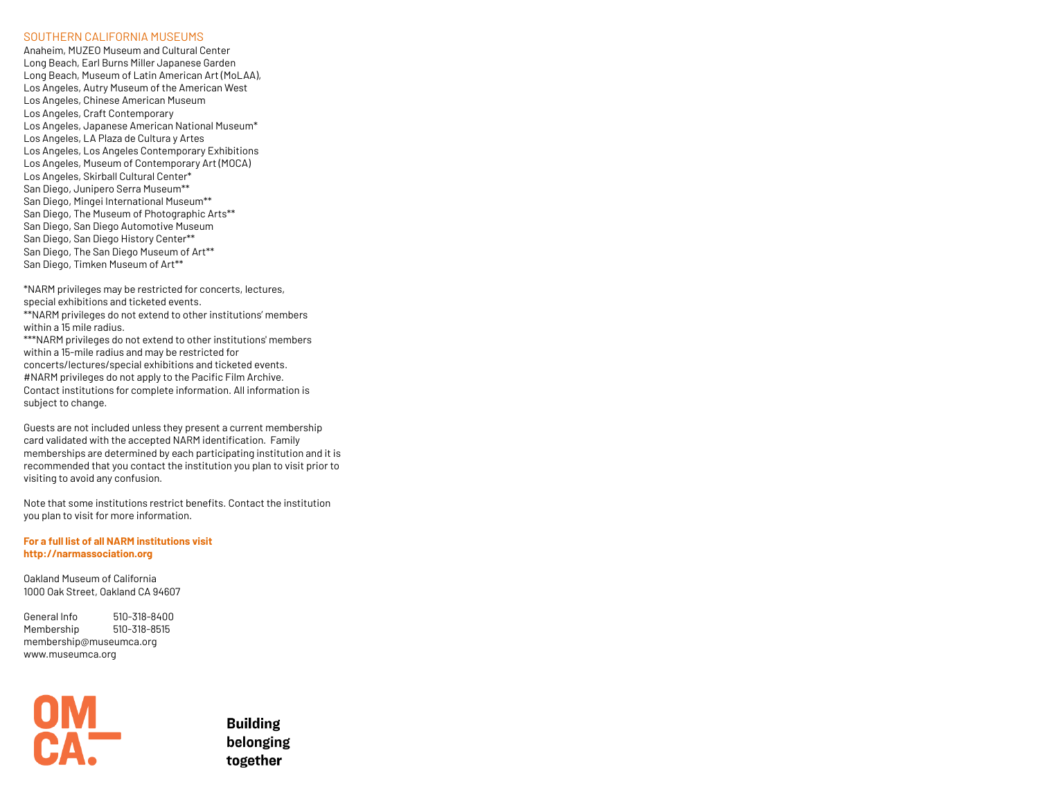## SOUTHERN CALIFORNIA MUSEUMS

Anaheim, MUZEO Museum and Cultural Center
Long Beach, Earl Burns Miller Japanese Garden
Long Beach, Museum of Latin American Art (MoLAA),
Los Angeles, Autry Museum of the American West
Los Angeles, Chinese American Museum
Los Angeles, Craft Contemporary
Los Angeles, Japanese American National Museum*
Los Angeles, LA Plaza de Cultura y Artes
Los Angeles, Los Angeles Contemporary Exhibitions
Los Angeles, Museum of Contemporary Art (MOCA)
Los Angeles, Skirball Cultural Center*
San Diego, Junipero Serra Museum**
San Diego, Mingei International Museum**
San Diego, The Museum of Photographic Arts**
San Diego, San Diego Automotive Museum
San Diego, San Diego History Center**
San Diego, The San Diego Museum of Art**
San Diego, Timken Museum of Art**

*NARM privileges may be restricted for concerts, lectures, special exhibitions and ticketed events.
**NARM privileges do not extend to other institutions' members within a 15 mile radius.
***NARM privileges do not extend to other institutions' members within a 15-mile radius and may be restricted for concerts/lectures/special exhibitions and ticketed events.
#NARM privileges do not apply to the Pacific Film Archive.
Contact institutions for complete information. All information is subject to change.

Guests are not included unless they present a current membership card validated with the accepted NARM identification. Family memberships are determined by each participating institution and it is recommended that you contact the institution you plan to visit prior to visiting to avoid any confusion.

Note that some institutions restrict benefits. Contact the institution you plan to visit for more information.

**For a full list of all NARM institutions visit http://narmassociation.org**

Oakland Museum of California
1000 Oak Street, Oakland CA 94607

General Info 510-318-8400
Membership 510-318-8515
membership@museumca.org
www.museumca.org

OM
CA.

**Building belonging together**